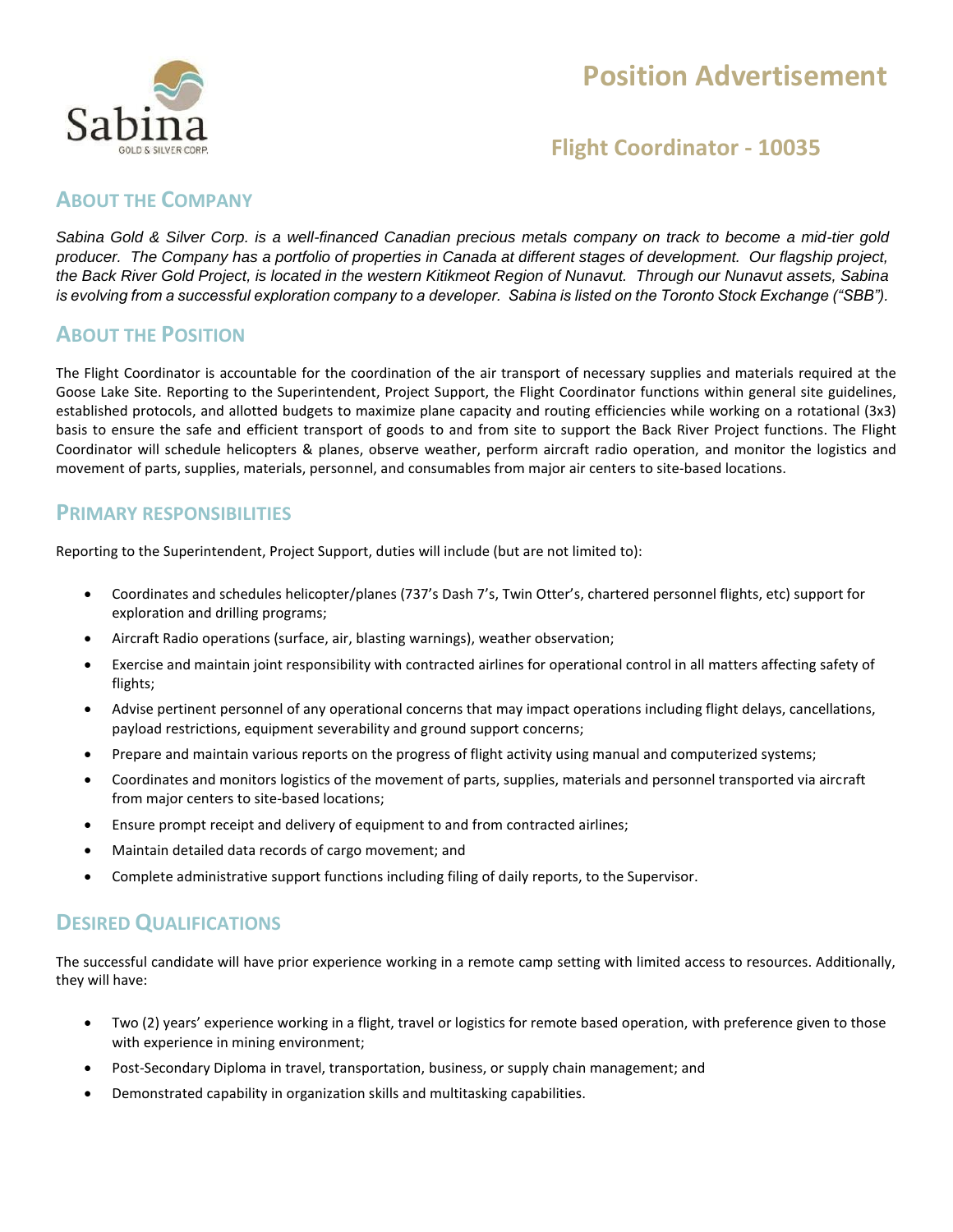Sabina
GOLD & SILVER CORP.

# Position Advertisement

## Flight Coordinator - 10035

## About the Company

*Sabina Gold & Silver Corp. is a well-financed Canadian precious metals company on track to become a mid-tier gold producer. The Company has a portfolio of properties in Canada at different stages of development. Our flagship project, the Back River Gold Project, is located in the western Kitikmeot Region of Nunavut. Through our Nunavut assets, Sabina is evolving from a successful exploration company to a developer. Sabina is listed on the Toronto Stock Exchange ("SBB").*

## About the Position

The Flight Coordinator is accountable for the coordination of the air transport of necessary supplies and materials required at the Goose Lake Site. Reporting to the Superintendent, Project Support, the Flight Coordinator functions within general site guidelines, established protocols, and allotted budgets to maximize plane capacity and routing efficiencies while working on a rotational (3x3) basis to ensure the safe and efficient transport of goods to and from site to support the Back River Project functions. The Flight Coordinator will schedule helicopters & planes, observe weather, perform aircraft radio operation, and monitor the logistics and movement of parts, supplies, materials, personnel, and consumables from major air centers to site-based locations.

## Primary Responsibilities

Reporting to the Superintendent, Project Support, duties will include (but are not limited to):

- Coordinates and schedules helicopter/planes (737's Dash 7's, Twin Otter's, chartered personnel flights, etc) support for exploration and drilling programs;
- Aircraft Radio operations (surface, air, blasting warnings), weather observation;
- Exercise and maintain joint responsibility with contracted airlines for operational control in all matters affecting safety of flights;
- Advise pertinent personnel of any operational concerns that may impact operations including flight delays, cancellations, payload restrictions, equipment severability and ground support concerns;
- Prepare and maintain various reports on the progress of flight activity using manual and computerized systems;
- Coordinates and monitors logistics of the movement of parts, supplies, materials and personnel transported via aircraft from major centers to site-based locations;
- Ensure prompt receipt and delivery of equipment to and from contracted airlines;
- Maintain detailed data records of cargo movement; and
- Complete administrative support functions including filing of daily reports, to the Supervisor.

## Desired Qualifications

The successful candidate will have prior experience working in a remote camp setting with limited access to resources. Additionally, they will have:

- Two (2) years' experience working in a flight, travel or logistics for remote based operation, with preference given to those with experience in mining environment;
- Post-Secondary Diploma in travel, transportation, business, or supply chain management; and
- Demonstrated capability in organization skills and multitasking capabilities.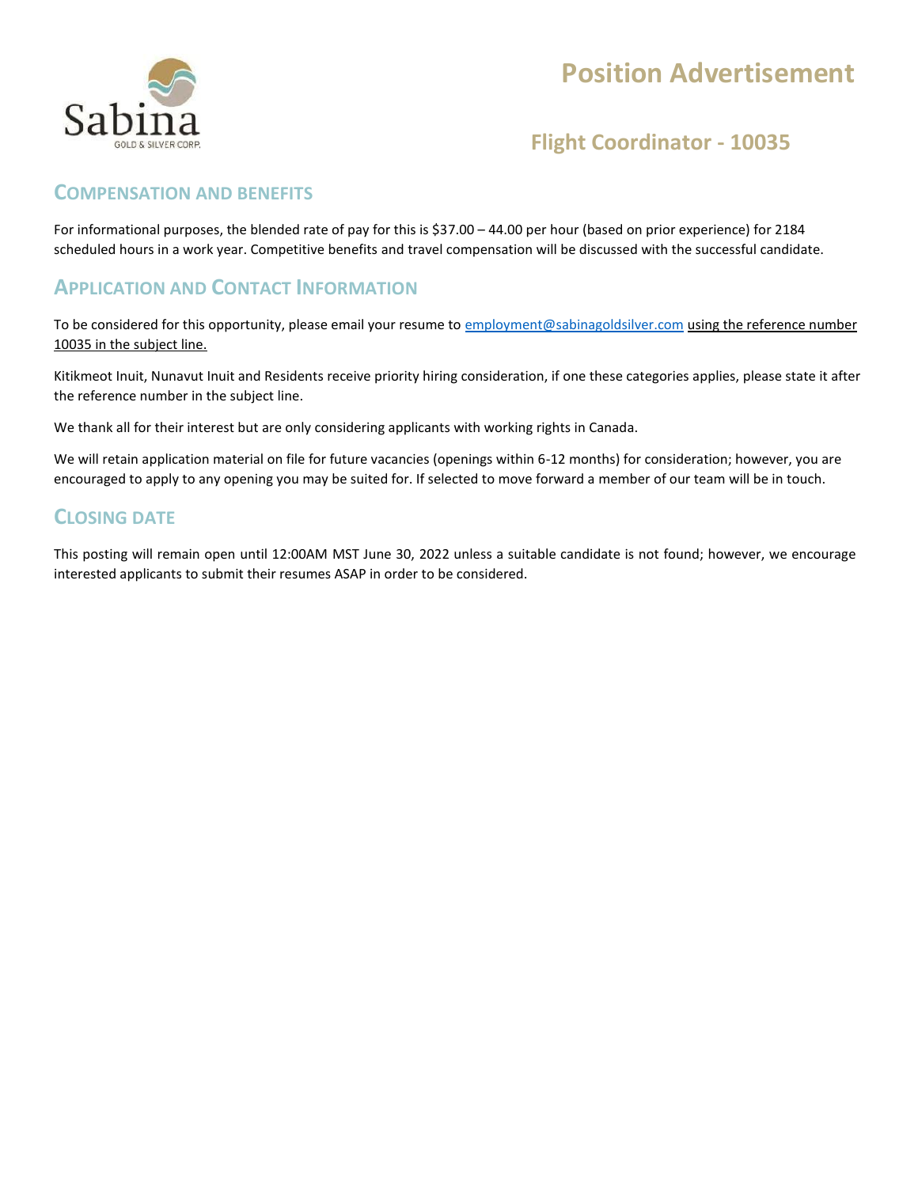# Position Advertisement

## Flight Coordinator - 10035

## COMPENSATION AND BENEFITS

For informational purposes, the blended rate of pay for this is $37.00 – 44.00 per hour (based on prior experience) for 2184 scheduled hours in a work year. Competitive benefits and travel compensation will be discussed with the successful candidate.

## APPLICATION AND CONTACT INFORMATION

To be considered for this opportunity, please email your resume to employment@sabinagoldsilver.com using the reference number 10035 in the subject line.

Kitikmeot Inuit, Nunavut Inuit and Residents receive priority hiring consideration, if one these categories applies, please state it after the reference number in the subject line.

We thank all for their interest but are only considering applicants with working rights in Canada.

We will retain application material on file for future vacancies (openings within 6-12 months) for consideration; however, you are encouraged to apply to any opening you may be suited for. If selected to move forward a member of our team will be in touch.

## CLOSING DATE

This posting will remain open until 12:00AM MST June 30, 2022 unless a suitable candidate is not found; however, we encourage interested applicants to submit their resumes ASAP in order to be considered.